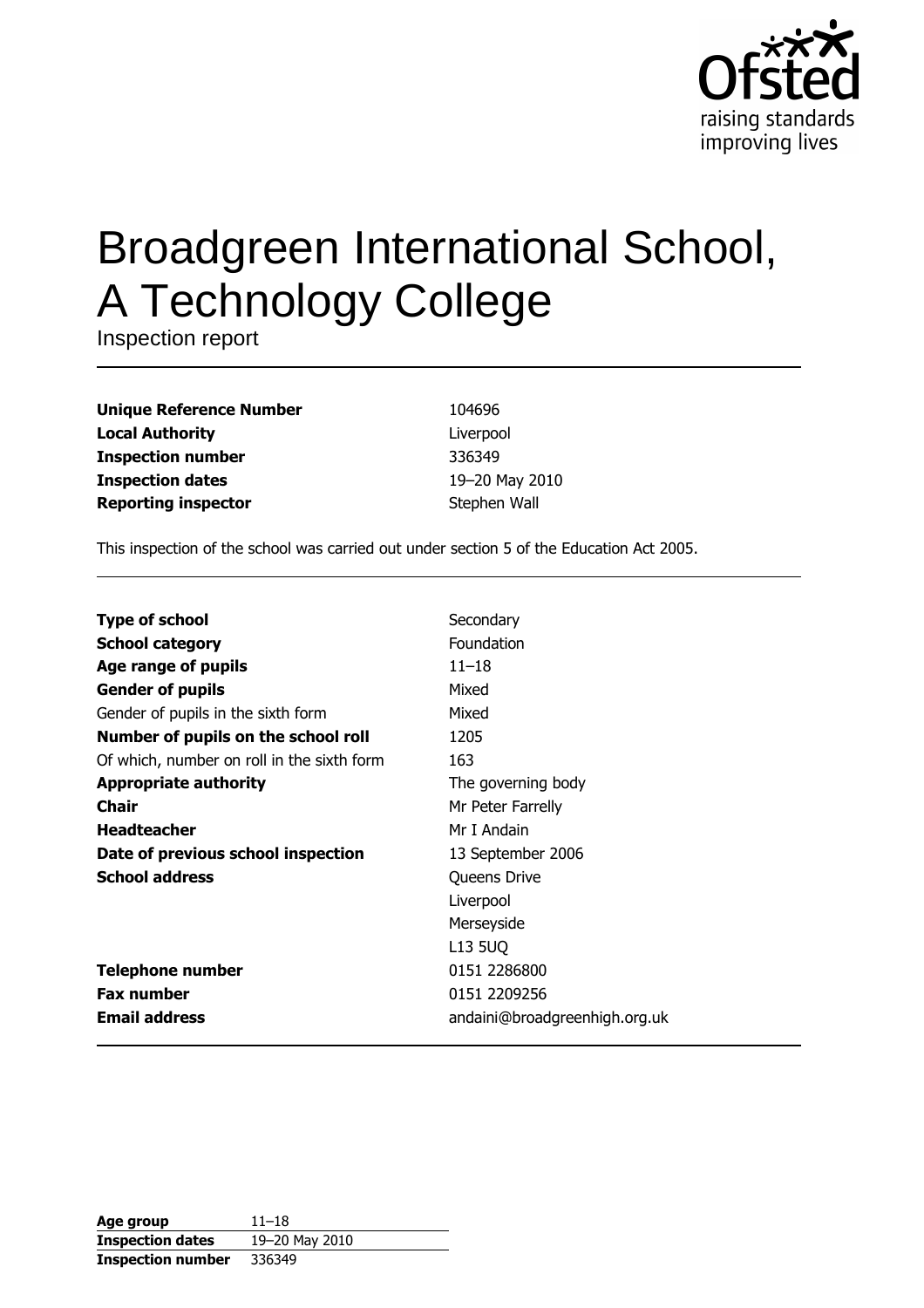Ofsted
raising standards
improving lives

# Broadgreen International School, A Technology College

Inspection report

| | |
|---|---|
| **Unique Reference Number** | 104696 |
| **Local Authority** | Liverpool |
| **Inspection number** | 336349 |
| **Inspection dates** | 19–20 May 2010 |
| **Reporting inspector** | Stephen Wall |

This inspection of the school was carried out under section 5 of the Education Act 2005.

| | |
|---|---|
| **Type of school** | Secondary |
| **School category** | Foundation |
| **Age range of pupils** | 11–18 |
| **Gender of pupils** | Mixed |
| Gender of pupils in the sixth form | Mixed |
| **Number of pupils on the school roll** | 1205 |
| Of which, number on roll in the sixth form | 163 |
| **Appropriate authority** | The governing body |
| **Chair** | Mr Peter Farrelly |
| **Headteacher** | Mr I Andain |
| **Date of previous school inspection** | 13 September 2006 |
| **School address** | Queens Drive<br>Liverpool<br>Merseyside<br>L13 5UQ |
| **Telephone number** | 0151 2286800 |
| **Fax number** | 0151 2209256 |
| **Email address** | andaini@broadgreenhigh.org.uk |

| | |
|---|---|
| **Age group** | 11–18 |
| **Inspection dates** | 19–20 May 2010 |
| **Inspection number** | 336349 |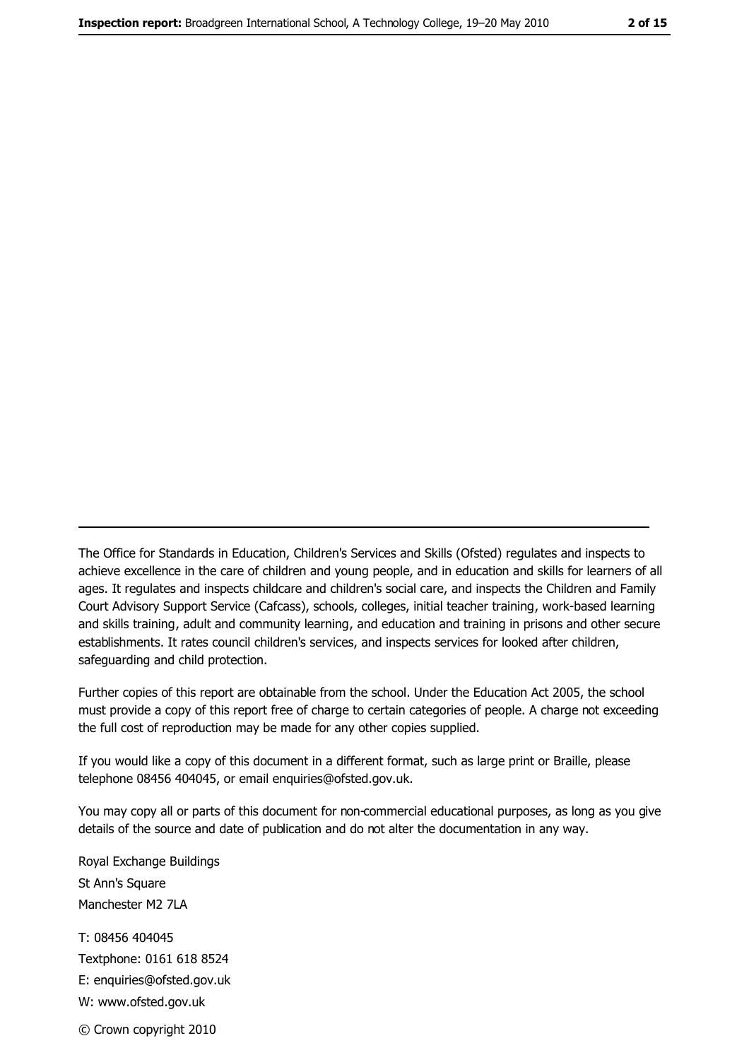The Office for Standards in Education, Children's Services and Skills (Ofsted) regulates and inspects to achieve excellence in the care of children and young people, and in education and skills for learners of all ages. It regulates and inspects childcare and children's social care, and inspects the Children and Family Court Advisory Support Service (Cafcass), schools, colleges, initial teacher training, work-based learning and skills training, adult and community learning, and education and training in prisons and other secure establishments. It rates council children's services, and inspects services for looked after children, safeguarding and child protection.

Further copies of this report are obtainable from the school. Under the Education Act 2005, the school must provide a copy of this report free of charge to certain categories of people. A charge not exceeding the full cost of reproduction may be made for any other copies supplied.

If you would like a copy of this document in a different format, such as large print or Braille, please telephone 08456 404045, or email enquiries@ofsted.gov.uk.

You may copy all or parts of this document for non-commercial educational purposes, as long as you give details of the source and date of publication and do not alter the documentation in any way.

Royal Exchange Buildings
St Ann's Square
Manchester M2 7LA

T: 08456 404045
Textphone: 0161 618 8524
E: enquiries@ofsted.gov.uk
W: www.ofsted.gov.uk

© Crown copyright 2010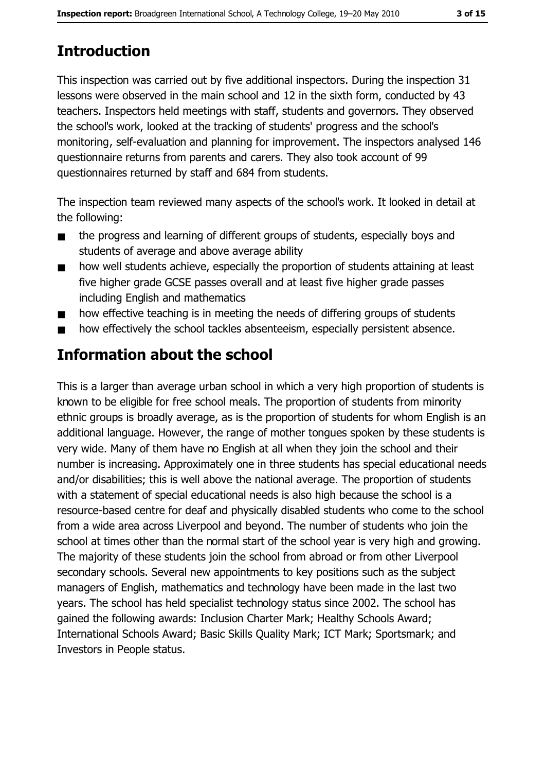## Introduction

This inspection was carried out by five additional inspectors. During the inspection 31 lessons were observed in the main school and 12 in the sixth form, conducted by 43 teachers. Inspectors held meetings with staff, students and governors. They observed the school's work, looked at the tracking of students' progress and the school's monitoring, self-evaluation and planning for improvement. The inspectors analysed 146 questionnaire returns from parents and carers. They also took account of 99 questionnaires returned by staff and 684 from students.

The inspection team reviewed many aspects of the school's work. It looked in detail at the following:

- the progress and learning of different groups of students, especially boys and students of average and above average ability
- how well students achieve, especially the proportion of students attaining at least five higher grade GCSE passes overall and at least five higher grade passes including English and mathematics
- how effective teaching is in meeting the needs of differing groups of students
- how effectively the school tackles absenteeism, especially persistent absence.

## Information about the school

This is a larger than average urban school in which a very high proportion of students is known to be eligible for free school meals. The proportion of students from minority ethnic groups is broadly average, as is the proportion of students for whom English is an additional language. However, the range of mother tongues spoken by these students is very wide. Many of them have no English at all when they join the school and their number is increasing. Approximately one in three students has special educational needs and/or disabilities; this is well above the national average. The proportion of students with a statement of special educational needs is also high because the school is a resource-based centre for deaf and physically disabled students who come to the school from a wide area across Liverpool and beyond. The number of students who join the school at times other than the normal start of the school year is very high and growing. The majority of these students join the school from abroad or from other Liverpool secondary schools. Several new appointments to key positions such as the subject managers of English, mathematics and technology have been made in the last two years. The school has held specialist technology status since 2002. The school has gained the following awards: Inclusion Charter Mark; Healthy Schools Award; International Schools Award; Basic Skills Quality Mark; ICT Mark; Sportsmark; and Investors in People status.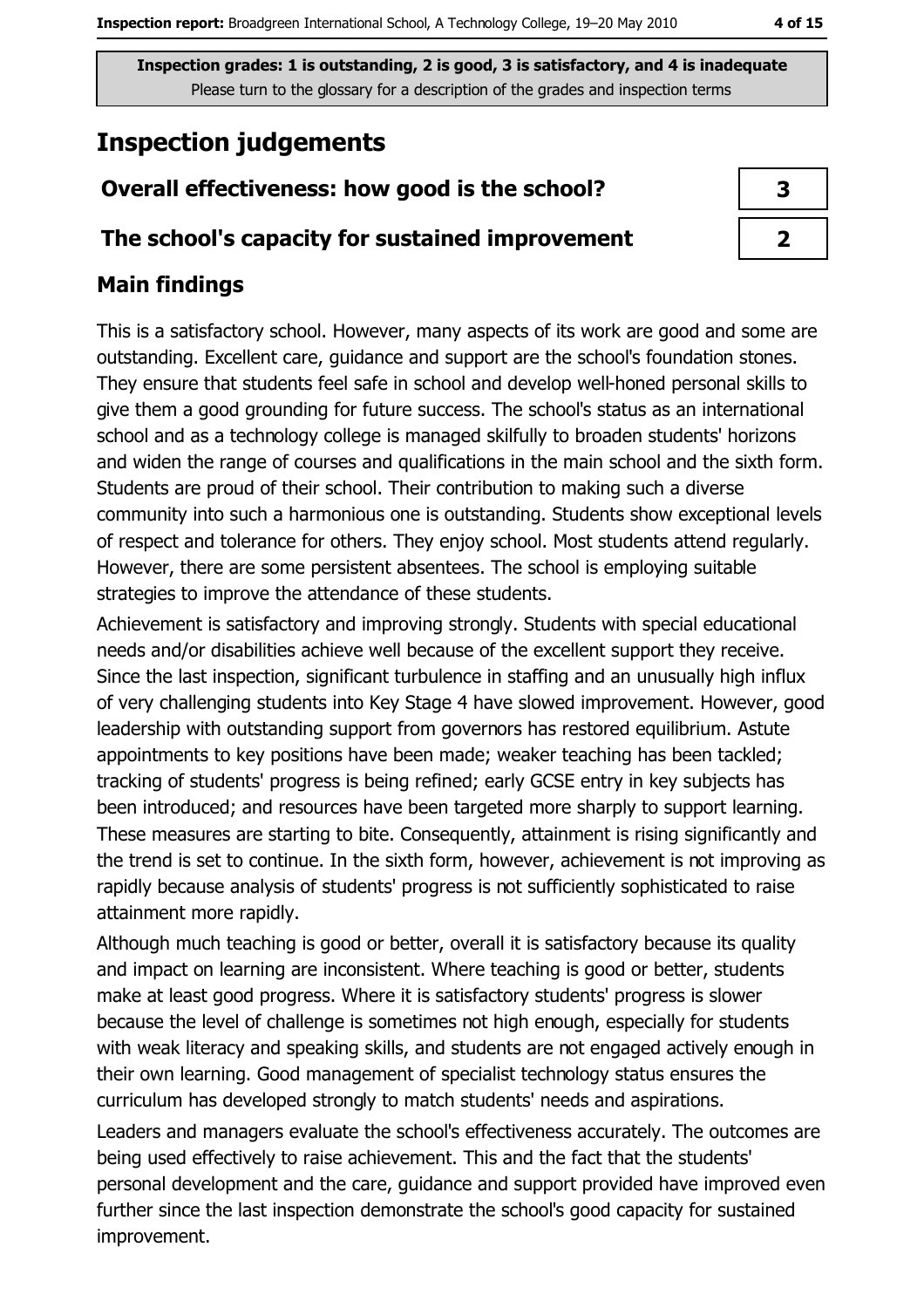Inspection grades: 1 is outstanding, 2 is good, 3 is satisfactory, and 4 is inadequate
Please turn to the glossary for a description of the grades and inspection terms

# Inspection judgements

| | |
|---|---|
| **Overall effectiveness: how good is the school?** | **3** |
| **The school's capacity for sustained improvement** | **2** |

## Main findings

This is a satisfactory school. However, many aspects of its work are good and some are outstanding. Excellent care, guidance and support are the school's foundation stones. They ensure that students feel safe in school and develop well-honed personal skills to give them a good grounding for future success. The school's status as an international school and as a technology college is managed skilfully to broaden students' horizons and widen the range of courses and qualifications in the main school and the sixth form. Students are proud of their school. Their contribution to making such a diverse community into such a harmonious one is outstanding. Students show exceptional levels of respect and tolerance for others. They enjoy school. Most students attend regularly. However, there are some persistent absentees. The school is employing suitable strategies to improve the attendance of these students.

Achievement is satisfactory and improving strongly. Students with special educational needs and/or disabilities achieve well because of the excellent support they receive. Since the last inspection, significant turbulence in staffing and an unusually high influx of very challenging students into Key Stage 4 have slowed improvement. However, good leadership with outstanding support from governors has restored equilibrium. Astute appointments to key positions have been made; weaker teaching has been tackled; tracking of students' progress is being refined; early GCSE entry in key subjects has been introduced; and resources have been targeted more sharply to support learning. These measures are starting to bite. Consequently, attainment is rising significantly and the trend is set to continue. In the sixth form, however, achievement is not improving as rapidly because analysis of students' progress is not sufficiently sophisticated to raise attainment more rapidly.

Although much teaching is good or better, overall it is satisfactory because its quality and impact on learning are inconsistent. Where teaching is good or better, students make at least good progress. Where it is satisfactory students' progress is slower because the level of challenge is sometimes not high enough, especially for students with weak literacy and speaking skills, and students are not engaged actively enough in their own learning. Good management of specialist technology status ensures the curriculum has developed strongly to match students' needs and aspirations.

Leaders and managers evaluate the school's effectiveness accurately. The outcomes are being used effectively to raise achievement. This and the fact that the students' personal development and the care, guidance and support provided have improved even further since the last inspection demonstrate the school's good capacity for sustained improvement.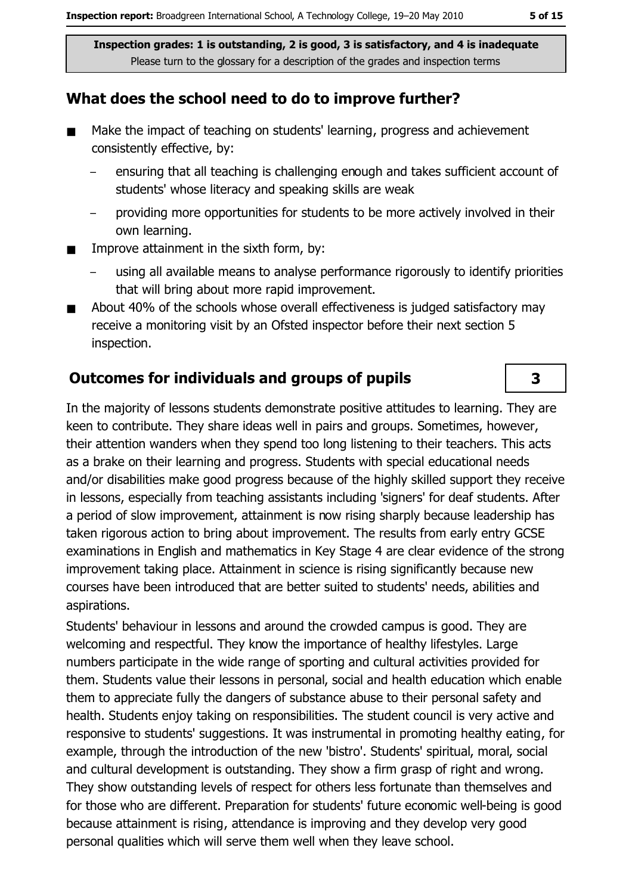Inspection grades: 1 is outstanding, 2 is good, 3 is satisfactory, and 4 is inadequate
Please turn to the glossary for a description of the grades and inspection terms

## What does the school need to do to improve further?

- Make the impact of teaching on students' learning, progress and achievement consistently effective, by:
  - ensuring that all teaching is challenging enough and takes sufficient account of students' whose literacy and speaking skills are weak
  - providing more opportunities for students to be more actively involved in their own learning.
- Improve attainment in the sixth form, by:
  - using all available means to analyse performance rigorously to identify priorities that will bring about more rapid improvement.
- About 40% of the schools whose overall effectiveness is judged satisfactory may receive a monitoring visit by an Ofsted inspector before their next section 5 inspection.

## Outcomes for individuals and groups of pupils

**3**

In the majority of lessons students demonstrate positive attitudes to learning. They are keen to contribute. They share ideas well in pairs and groups. Sometimes, however, their attention wanders when they spend too long listening to their teachers. This acts as a brake on their learning and progress. Students with special educational needs and/or disabilities make good progress because of the highly skilled support they receive in lessons, especially from teaching assistants including 'signers' for deaf students. After a period of slow improvement, attainment is now rising sharply because leadership has taken rigorous action to bring about improvement. The results from early entry GCSE examinations in English and mathematics in Key Stage 4 are clear evidence of the strong improvement taking place. Attainment in science is rising significantly because new courses have been introduced that are better suited to students' needs, abilities and aspirations.

Students' behaviour in lessons and around the crowded campus is good. They are welcoming and respectful. They know the importance of healthy lifestyles. Large numbers participate in the wide range of sporting and cultural activities provided for them. Students value their lessons in personal, social and health education which enable them to appreciate fully the dangers of substance abuse to their personal safety and health. Students enjoy taking on responsibilities. The student council is very active and responsive to students' suggestions. It was instrumental in promoting healthy eating, for example, through the introduction of the new 'bistro'. Students' spiritual, moral, social and cultural development is outstanding. They show a firm grasp of right and wrong. They show outstanding levels of respect for others less fortunate than themselves and for those who are different. Preparation for students' future economic well-being is good because attainment is rising, attendance is improving and they develop very good personal qualities which will serve them well when they leave school.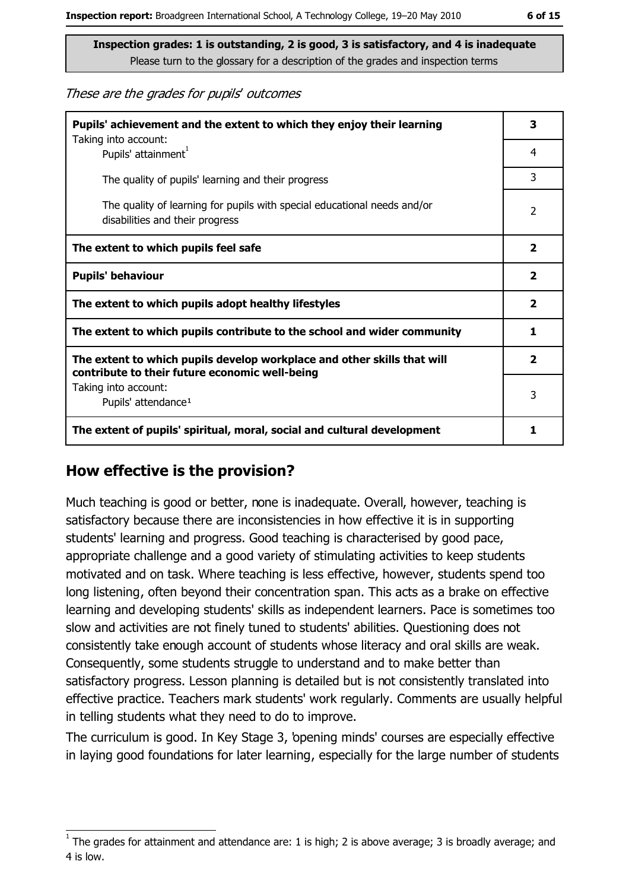**Inspection grades: 1 is outstanding, 2 is good, 3 is satisfactory, and 4 is inadequate**
Please turn to the glossary for a description of the grades and inspection terms

*These are the grades for pupils' outcomes*

| | |
|---|---|
| **Pupils' achievement and the extent to which they enjoy their learning** | **3** |
| Taking into account: Pupils' attainment[1] | 4 |
| The quality of pupils' learning and their progress | 3 |
| The quality of learning for pupils with special educational needs and/or disabilities and their progress | 2 |
| **The extent to which pupils feel safe** | **2** |
| **Pupils' behaviour** | **2** |
| **The extent to which pupils adopt healthy lifestyles** | **2** |
| **The extent to which pupils contribute to the school and wider community** | **1** |
| **The extent to which pupils develop workplace and other skills that will contribute to their future economic well-being** | **2** |
| Taking into account: Pupils' attendance[1] | 3 |
| **The extent of pupils' spiritual, moral, social and cultural development** | **1** |

## How effective is the provision?

Much teaching is good or better, none is inadequate. Overall, however, teaching is satisfactory because there are inconsistencies in how effective it is in supporting students' learning and progress. Good teaching is characterised by good pace, appropriate challenge and a good variety of stimulating activities to keep students motivated and on task. Where teaching is less effective, however, students spend too long listening, often beyond their concentration span. This acts as a brake on effective learning and developing students' skills as independent learners. Pace is sometimes too slow and activities are not finely tuned to students' abilities. Questioning does not consistently take enough account of students whose literacy and oral skills are weak. Consequently, some students struggle to understand and to make better than satisfactory progress. Lesson planning is detailed but is not consistently translated into effective practice. Teachers mark students' work regularly. Comments are usually helpful in telling students what they need to do to improve.

The curriculum is good. In Key Stage 3, 'opening minds' courses are especially effective in laying good foundations for later learning, especially for the large number of students

[1] The grades for attainment and attendance are: 1 is high; 2 is above average; 3 is broadly average; and 4 is low.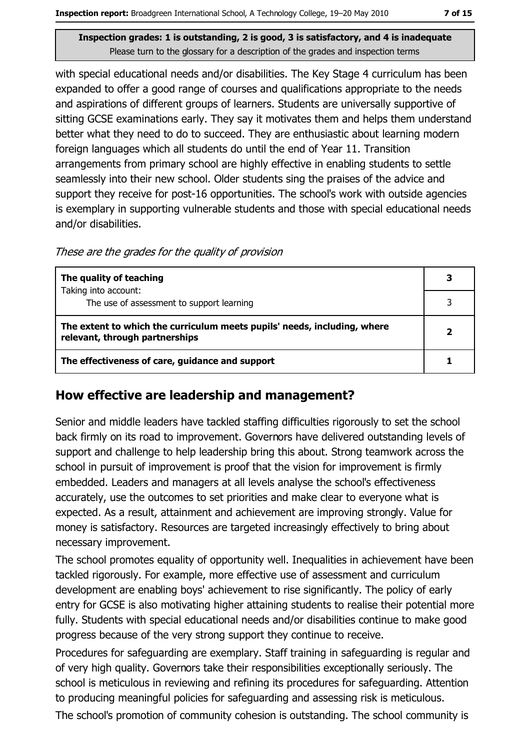Inspection grades: 1 is outstanding, 2 is good, 3 is satisfactory, and 4 is inadequate
Please turn to the glossary for a description of the grades and inspection terms

with special educational needs and/or disabilities. The Key Stage 4 curriculum has been expanded to offer a good range of courses and qualifications appropriate to the needs and aspirations of different groups of learners. Students are universally supportive of sitting GCSE examinations early. They say it motivates them and helps them understand better what they need to do to succeed. They are enthusiastic about learning modern foreign languages which all students do until the end of Year 11. Transition arrangements from primary school are highly effective in enabling students to settle seamlessly into their new school. Older students sing the praises of the advice and support they receive for post-16 opportunities. The school's work with outside agencies is exemplary in supporting vulnerable students and those with special educational needs and/or disabilities.

*These are the grades for the quality of provision*

| | |
|---|---|
| **The quality of teaching** | **3** |
| Taking into account: The use of assessment to support learning | 3 |
| **The extent to which the curriculum meets pupils' needs, including, where relevant, through partnerships** | **2** |
| **The effectiveness of care, guidance and support** | **1** |

## How effective are leadership and management?

Senior and middle leaders have tackled staffing difficulties rigorously to set the school back firmly on its road to improvement. Governors have delivered outstanding levels of support and challenge to help leadership bring this about. Strong teamwork across the school in pursuit of improvement is proof that the vision for improvement is firmly embedded. Leaders and managers at all levels analyse the school's effectiveness accurately, use the outcomes to set priorities and make clear to everyone what is expected. As a result, attainment and achievement are improving strongly. Value for money is satisfactory. Resources are targeted increasingly effectively to bring about necessary improvement.

The school promotes equality of opportunity well. Inequalities in achievement have been tackled rigorously. For example, more effective use of assessment and curriculum development are enabling boys' achievement to rise significantly. The policy of early entry for GCSE is also motivating higher attaining students to realise their potential more fully. Students with special educational needs and/or disabilities continue to make good progress because of the very strong support they continue to receive.

Procedures for safeguarding are exemplary. Staff training in safeguarding is regular and of very high quality. Governors take their responsibilities exceptionally seriously. The school is meticulous in reviewing and refining its procedures for safeguarding. Attention to producing meaningful policies for safeguarding and assessing risk is meticulous.

The school's promotion of community cohesion is outstanding. The school community is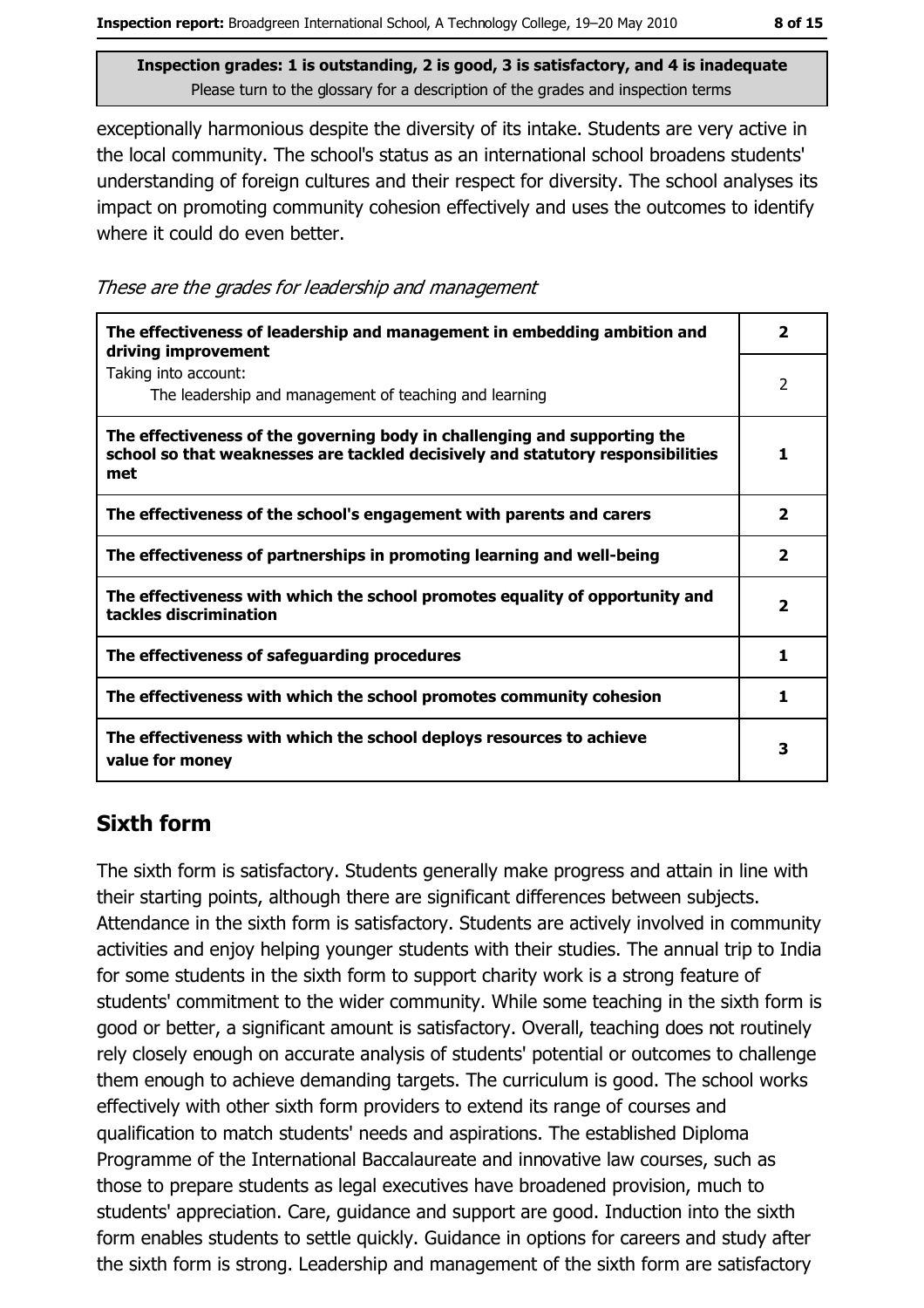Inspection grades: 1 is outstanding, 2 is good, 3 is satisfactory, and 4 is inadequate
Please turn to the glossary for a description of the grades and inspection terms

exceptionally harmonious despite the diversity of its intake. Students are very active in the local community. The school's status as an international school broadens students' understanding of foreign cultures and their respect for diversity. The school analyses its impact on promoting community cohesion effectively and uses the outcomes to identify where it could do even better.

*These are the grades for leadership and management*

| | |
|---|---|
| **The effectiveness of leadership and management in embedding ambition and driving improvement** | **2** |
| Taking into account: The leadership and management of teaching and learning | 2 |
| **The effectiveness of the governing body in challenging and supporting the school so that weaknesses are tackled decisively and statutory responsibilities met** | **1** |
| **The effectiveness of the school's engagement with parents and carers** | **2** |
| **The effectiveness of partnerships in promoting learning and well-being** | **2** |
| **The effectiveness with which the school promotes equality of opportunity and tackles discrimination** | **2** |
| **The effectiveness of safeguarding procedures** | **1** |
| **The effectiveness with which the school promotes community cohesion** | **1** |
| **The effectiveness with which the school deploys resources to achieve value for money** | **3** |

## Sixth form

The sixth form is satisfactory. Students generally make progress and attain in line with their starting points, although there are significant differences between subjects. Attendance in the sixth form is satisfactory. Students are actively involved in community activities and enjoy helping younger students with their studies. The annual trip to India for some students in the sixth form to support charity work is a strong feature of students' commitment to the wider community. While some teaching in the sixth form is good or better, a significant amount is satisfactory. Overall, teaching does not routinely rely closely enough on accurate analysis of students' potential or outcomes to challenge them enough to achieve demanding targets. The curriculum is good. The school works effectively with other sixth form providers to extend its range of courses and qualification to match students' needs and aspirations. The established Diploma Programme of the International Baccalaureate and innovative law courses, such as those to prepare students as legal executives have broadened provision, much to students' appreciation. Care, guidance and support are good. Induction into the sixth form enables students to settle quickly. Guidance in options for careers and study after the sixth form is strong. Leadership and management of the sixth form are satisfactory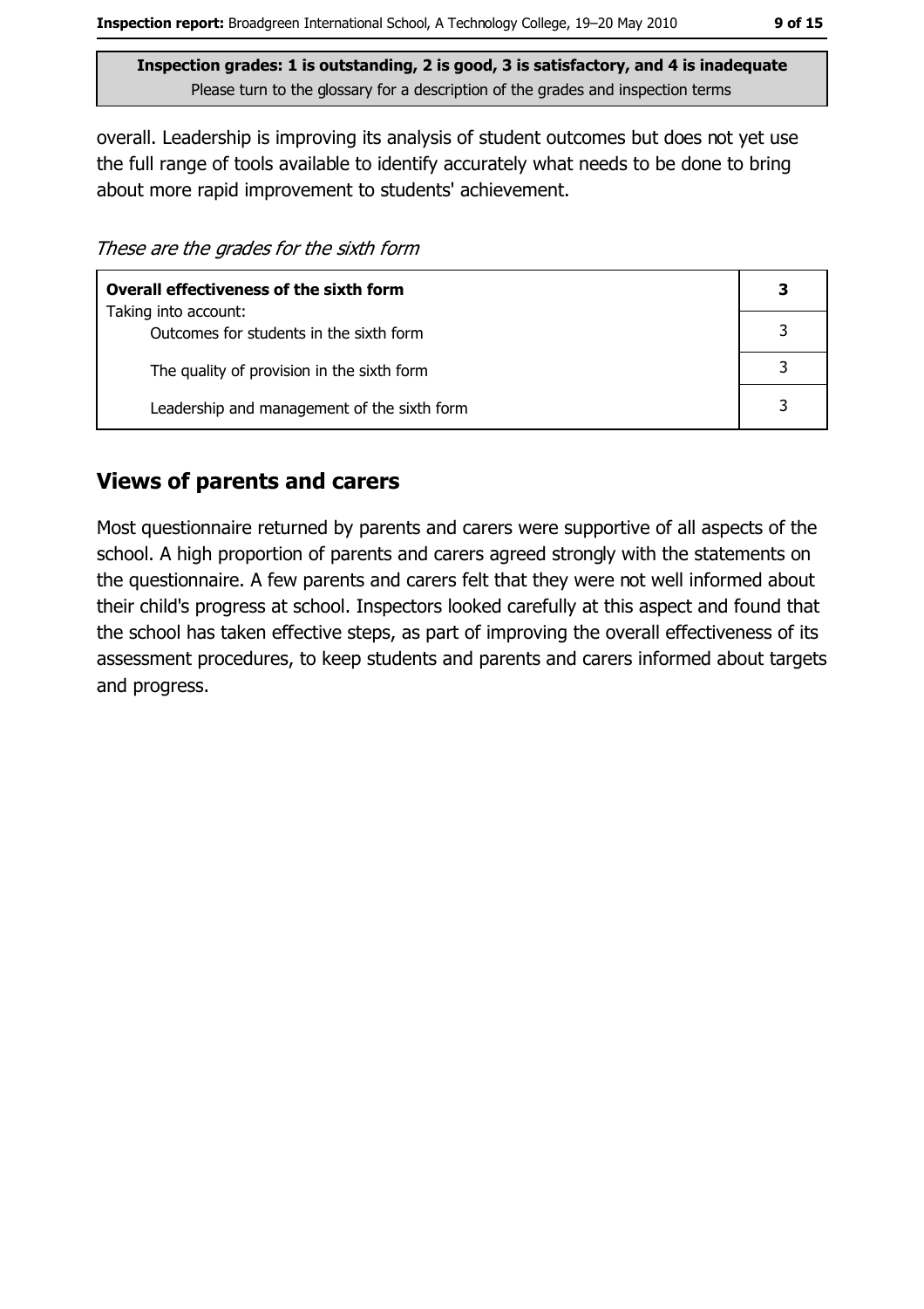overall. Leadership is improving its analysis of student outcomes but does not yet use the full range of tools available to identify accurately what needs to be done to bring about more rapid improvement to students' achievement.

*These are the grades for the sixth form*

| | |
|---|---|
| **Overall effectiveness of the sixth form** <br> Taking into account: | **3** |
| Outcomes for students in the sixth form | 3 |
| The quality of provision in the sixth form | 3 |
| Leadership and management of the sixth form | 3 |

## Views of parents and carers

Most questionnaire returned by parents and carers were supportive of all aspects of the school. A high proportion of parents and carers agreed strongly with the statements on the questionnaire. A few parents and carers felt that they were not well informed about their child's progress at school. Inspectors looked carefully at this aspect and found that the school has taken effective steps, as part of improving the overall effectiveness of its assessment procedures, to keep students and parents and carers informed about targets and progress.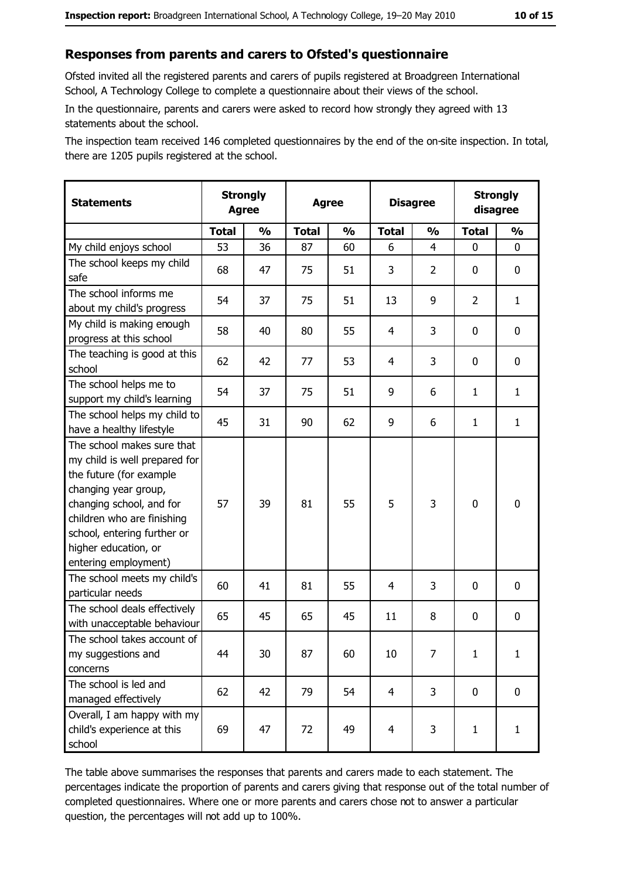## Responses from parents and carers to Ofsted's questionnaire

Ofsted invited all the registered parents and carers of pupils registered at Broadgreen International School, A Technology College to complete a questionnaire about their views of the school.

In the questionnaire, parents and carers were asked to record how strongly they agreed with 13 statements about the school.

The inspection team received 146 completed questionnaires by the end of the on-site inspection. In total, there are 1205 pupils registered at the school.

| Statements | Strongly Agree | | Agree | | Disagree | | Strongly disagree | |
|---|---|---|---|---|---|---|---|---|
| | Total | % | Total | % | Total | % | Total | % |
| My child enjoys school | 53 | 36 | 87 | 60 | 6 | 4 | 0 | 0 |
| The school keeps my child safe | 68 | 47 | 75 | 51 | 3 | 2 | 0 | 0 |
| The school informs me about my child's progress | 54 | 37 | 75 | 51 | 13 | 9 | 2 | 1 |
| My child is making enough progress at this school | 58 | 40 | 80 | 55 | 4 | 3 | 0 | 0 |
| The teaching is good at this school | 62 | 42 | 77 | 53 | 4 | 3 | 0 | 0 |
| The school helps me to support my child's learning | 54 | 37 | 75 | 51 | 9 | 6 | 1 | 1 |
| The school helps my child to have a healthy lifestyle | 45 | 31 | 90 | 62 | 9 | 6 | 1 | 1 |
| The school makes sure that my child is well prepared for the future (for example changing year group, changing school, and for children who are finishing school, entering further or higher education, or entering employment) | 57 | 39 | 81 | 55 | 5 | 3 | 0 | 0 |
| The school meets my child's particular needs | 60 | 41 | 81 | 55 | 4 | 3 | 0 | 0 |
| The school deals effectively with unacceptable behaviour | 65 | 45 | 65 | 45 | 11 | 8 | 0 | 0 |
| The school takes account of my suggestions and concerns | 44 | 30 | 87 | 60 | 10 | 7 | 1 | 1 |
| The school is led and managed effectively | 62 | 42 | 79 | 54 | 4 | 3 | 0 | 0 |
| Overall, I am happy with my child's experience at this school | 69 | 47 | 72 | 49 | 4 | 3 | 1 | 1 |

The table above summarises the responses that parents and carers made to each statement. The percentages indicate the proportion of parents and carers giving that response out of the total number of completed questionnaires. Where one or more parents and carers chose not to answer a particular question, the percentages will not add up to 100%.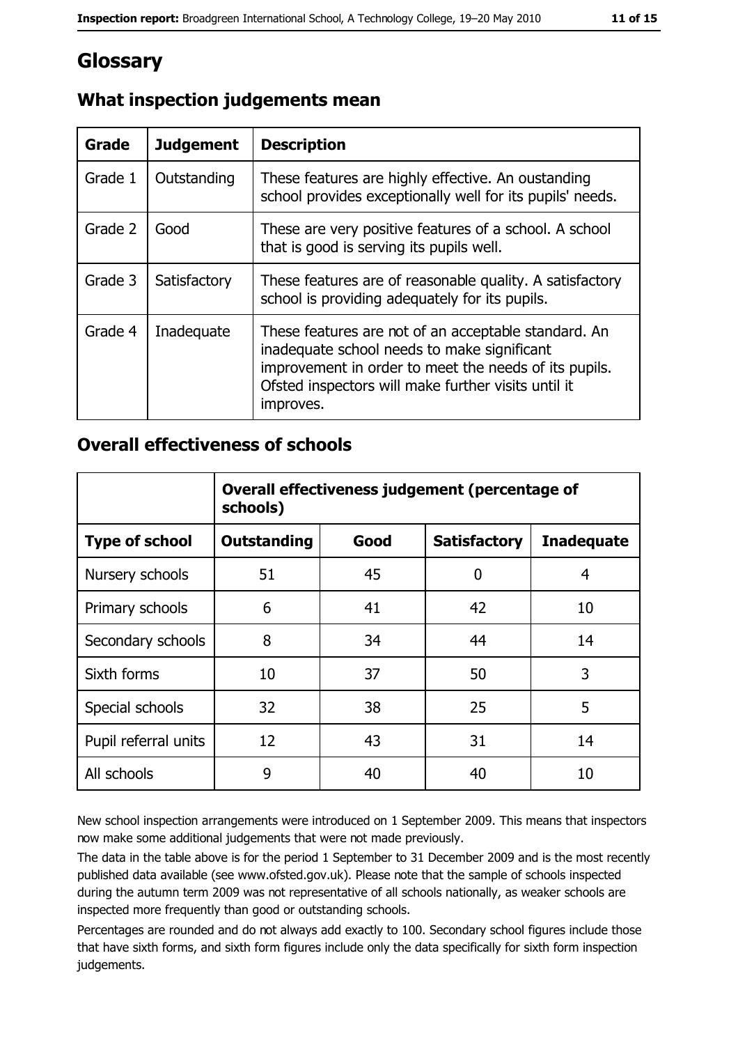# Glossary

## What inspection judgements mean

| Grade | Judgement | Description |
|---|---|---|
| Grade 1 | Outstanding | These features are highly effective. An oustanding school provides exceptionally well for its pupils' needs. |
| Grade 2 | Good | These are very positive features of a school. A school that is good is serving its pupils well. |
| Grade 3 | Satisfactory | These features are of reasonable quality. A satisfactory school is providing adequately for its pupils. |
| Grade 4 | Inadequate | These features are not of an acceptable standard. An inadequate school needs to make significant improvement in order to meet the needs of its pupils. Ofsted inspectors will make further visits until it improves. |

## Overall effectiveness of schools

| | Overall effectiveness judgement (percentage of schools) | | | |
|---|---|---|---|---|
| **Type of school** | **Outstanding** | **Good** | **Satisfactory** | **Inadequate** |
| Nursery schools | 51 | 45 | 0 | 4 |
| Primary schools | 6 | 41 | 42 | 10 |
| Secondary schools | 8 | 34 | 44 | 14 |
| Sixth forms | 10 | 37 | 50 | 3 |
| Special schools | 32 | 38 | 25 | 5 |
| Pupil referral units | 12 | 43 | 31 | 14 |
| All schools | 9 | 40 | 40 | 10 |

New school inspection arrangements were introduced on 1 September 2009. This means that inspectors now make some additional judgements that were not made previously.

The data in the table above is for the period 1 September to 31 December 2009 and is the most recently published data available (see www.ofsted.gov.uk). Please note that the sample of schools inspected during the autumn term 2009 was not representative of all schools nationally, as weaker schools are inspected more frequently than good or outstanding schools.

Percentages are rounded and do not always add exactly to 100. Secondary school figures include those that have sixth forms, and sixth form figures include only the data specifically for sixth form inspection judgements.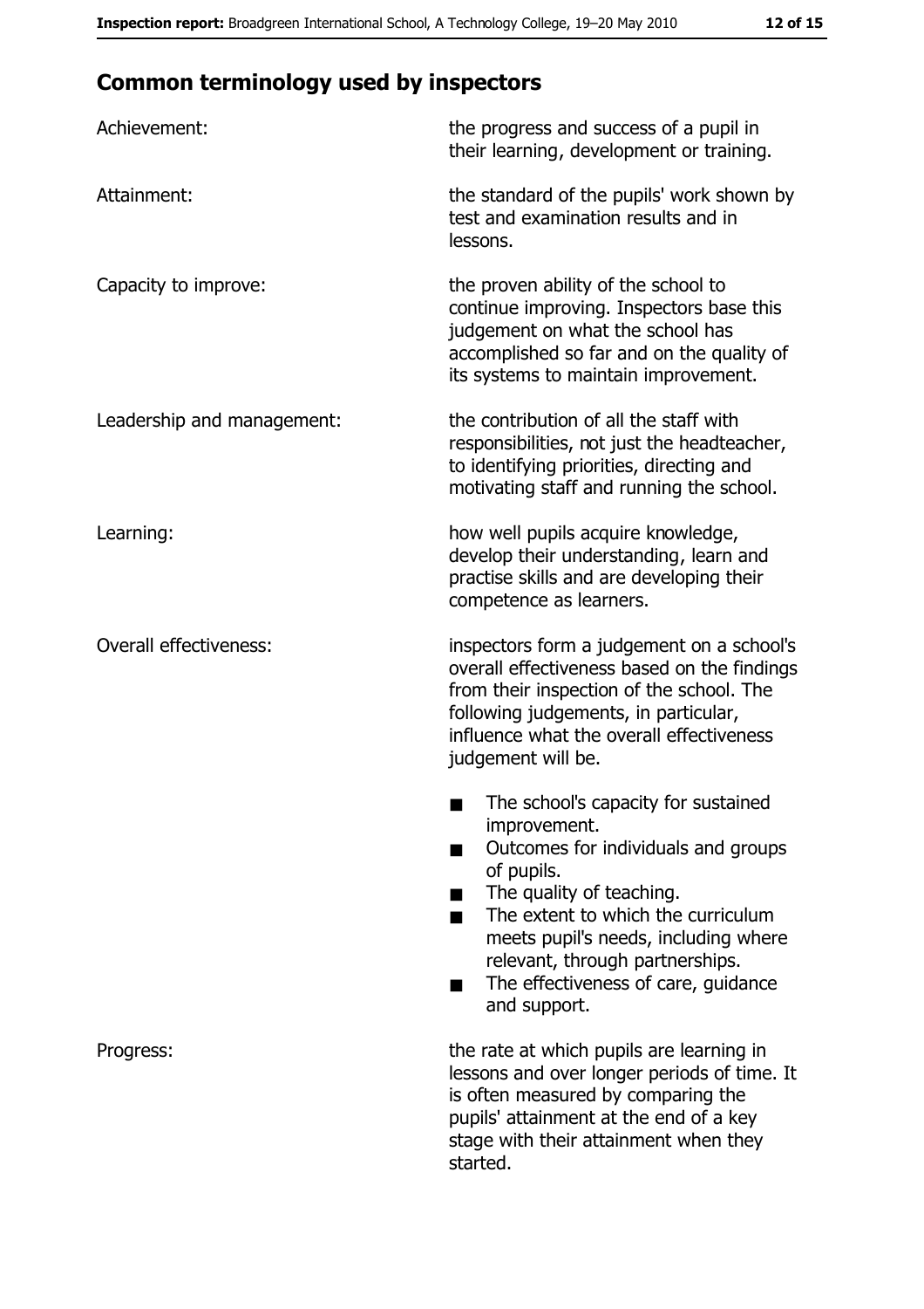## Common terminology used by inspectors

| | |
|---|---|
| Achievement: | the progress and success of a pupil in their learning, development or training. |
| Attainment: | the standard of the pupils' work shown by test and examination results and in lessons. |
| Capacity to improve: | the proven ability of the school to continue improving. Inspectors base this judgement on what the school has accomplished so far and on the quality of its systems to maintain improvement. |
| Leadership and management: | the contribution of all the staff with responsibilities, not just the headteacher, to identifying priorities, directing and motivating staff and running the school. |
| Learning: | how well pupils acquire knowledge, develop their understanding, learn and practise skills and are developing their competence as learners. |
| Overall effectiveness: | inspectors form a judgement on a school's overall effectiveness based on the findings from their inspection of the school. The following judgements, in particular, influence what the overall effectiveness judgement will be.<br>■ The school's capacity for sustained improvement.<br>■ Outcomes for individuals and groups of pupils.<br>■ The quality of teaching.<br>■ The extent to which the curriculum meets pupil's needs, including where relevant, through partnerships.<br>■ The effectiveness of care, guidance and support. |
| Progress: | the rate at which pupils are learning in lessons and over longer periods of time. It is often measured by comparing the pupils' attainment at the end of a key stage with their attainment when they started. |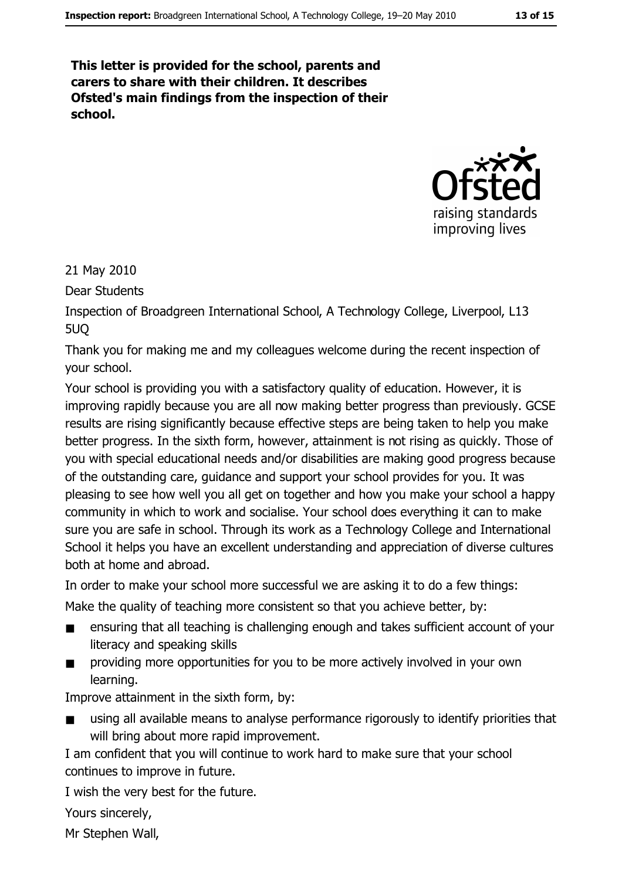**This letter is provided for the school, parents and carers to share with their children. It describes Ofsted's main findings from the inspection of their school.**

21 May 2010

Dear Students

Inspection of Broadgreen International School, A Technology College, Liverpool, L13 5UQ

Thank you for making me and my colleagues welcome during the recent inspection of your school.

Your school is providing you with a satisfactory quality of education. However, it is improving rapidly because you are all now making better progress than previously. GCSE results are rising significantly because effective steps are being taken to help you make better progress. In the sixth form, however, attainment is not rising as quickly. Those of you with special educational needs and/or disabilities are making good progress because of the outstanding care, guidance and support your school provides for you. It was pleasing to see how well you all get on together and how you make your school a happy community in which to work and socialise. Your school does everything it can to make sure you are safe in school. Through its work as a Technology College and International School it helps you have an excellent understanding and appreciation of diverse cultures both at home and abroad.

In order to make your school more successful we are asking it to do a few things:

Make the quality of teaching more consistent so that you achieve better, by:

- ensuring that all teaching is challenging enough and takes sufficient account of your literacy and speaking skills
- providing more opportunities for you to be more actively involved in your own learning.

Improve attainment in the sixth form, by:

- using all available means to analyse performance rigorously to identify priorities that will bring about more rapid improvement.

I am confident that you will continue to work hard to make sure that your school continues to improve in future.

I wish the very best for the future.

Yours sincerely,

Mr Stephen Wall,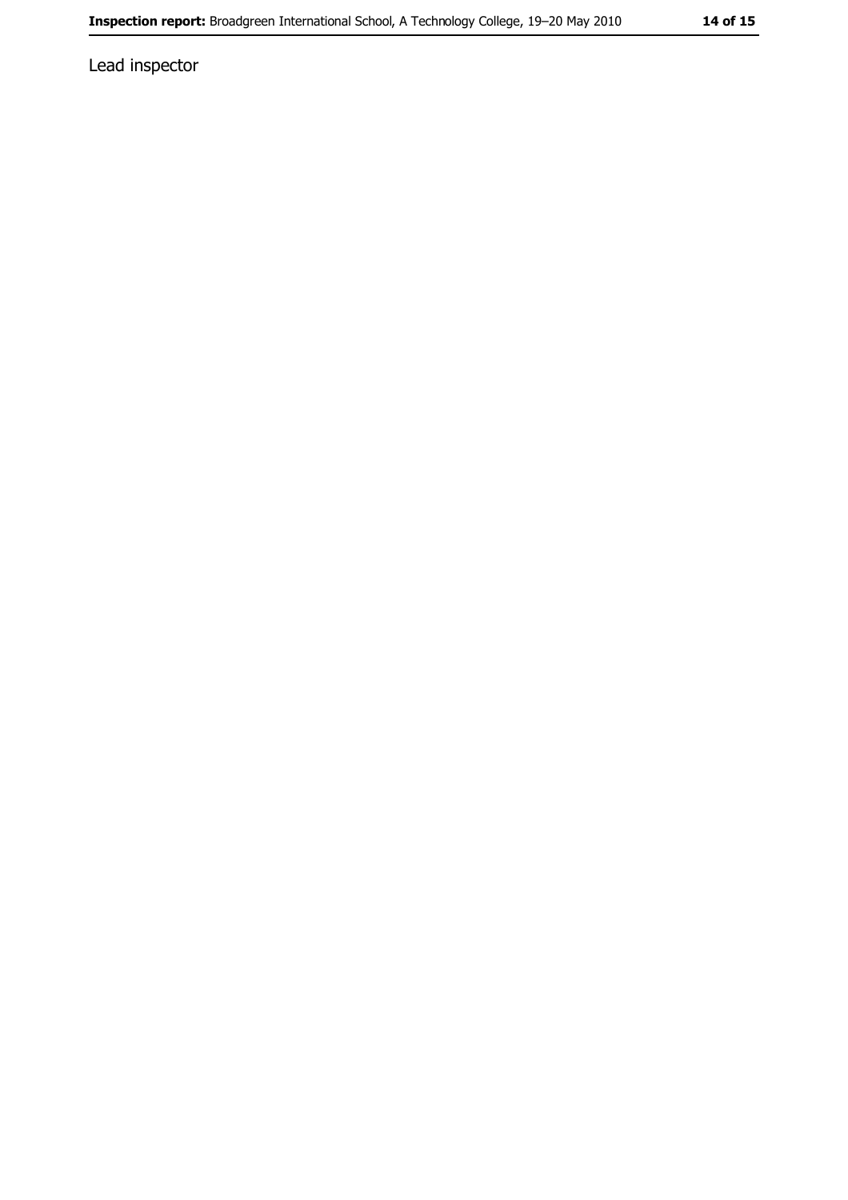Lead inspector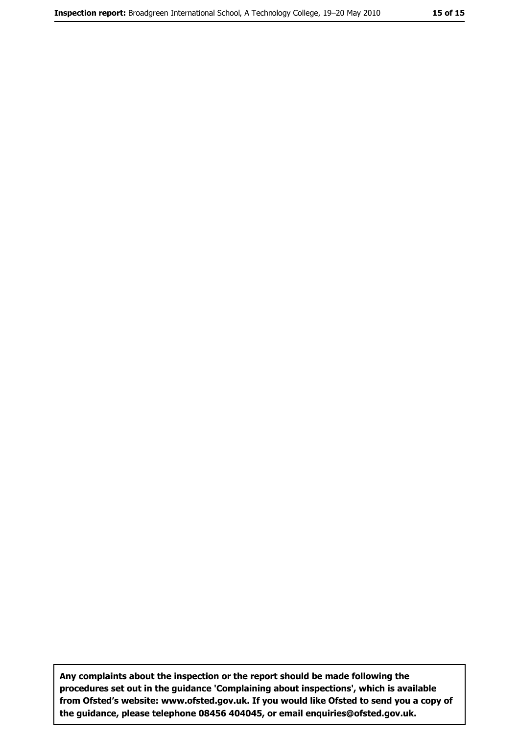**Any complaints about the inspection or the report should be made following the procedures set out in the guidance 'Complaining about inspections', which is available from Ofsted's website: www.ofsted.gov.uk. If you would like Ofsted to send you a copy of the guidance, please telephone 08456 404045, or email enquiries@ofsted.gov.uk.**